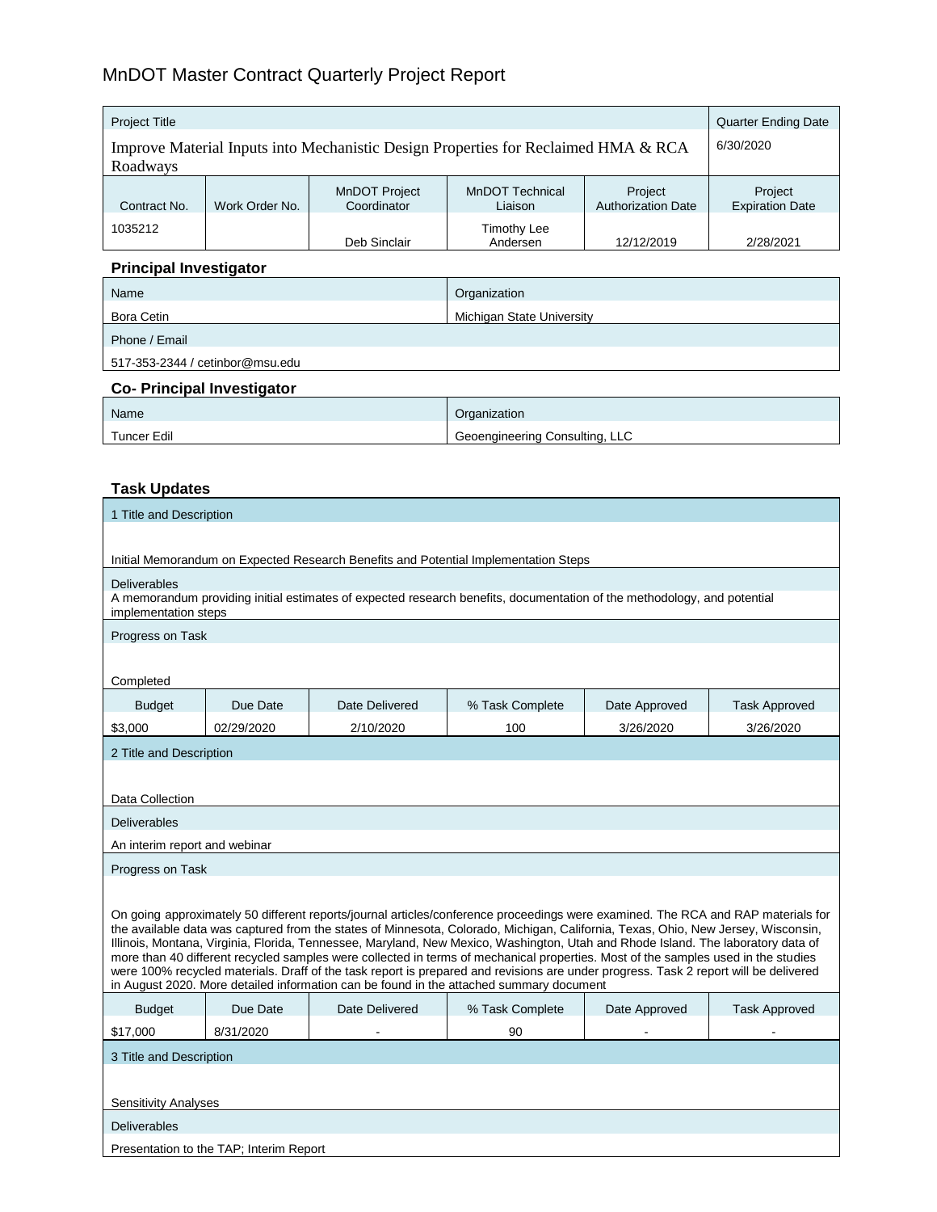# MnDOT Master Contract Quarterly Project Report

| Project Title | | | | | Quarter Ending Date |
|---|---|---|---|---|---|
| Improve Material Inputs into Mechanistic Design Properties for Reclaimed HMA & RCA Roadways | | | | | 6/30/2020 |
| Contract No. | Work Order No. | MnDOT Project Coordinator | MnDOT Technical Liaison | Project Authorization Date | Project Expiration Date |
| 1035212 | | Deb Sinclair | Timothy Lee Andersen | 12/12/2019 | 2/28/2021 |

### Principal Investigator

| Name | Organization |
|---|---|
| Bora Cetin | Michigan State University |
| Phone / Email | |
| 517-353-2344 / cetinbor@msu.edu | |

### Co- Principal Investigator

| Name | Organization |
|---|---|
| Tuncer Edil | Geoengineering Consulting, LLC |

### Task Updates

**1 Title and Description**

Initial Memorandum on Expected Research Benefits and Potential Implementation Steps

**Deliverables**

A memorandum providing initial estimates of expected research benefits, documentation of the methodology, and potential implementation steps

**Progress on Task**

Completed

| Budget | Due Date | Date Delivered | % Task Complete | Date Approved | Task Approved |
|---|---|---|---|---|---|
| $3,000 | 02/29/2020 | 2/10/2020 | 100 | 3/26/2020 | 3/26/2020 |

**2 Title and Description**

Data Collection

**Deliverables**

An interim report and webinar

**Progress on Task**

On going approximately 50 different reports/journal articles/conference proceedings were examined. The RCA and RAP materials for the available data was captured from the states of Minnesota, Colorado, Michigan, California, Texas, Ohio, New Jersey, Wisconsin, Illinois, Montana, Virginia, Florida, Tennessee, Maryland, New Mexico, Washington, Utah and Rhode Island. The laboratory data of more than 40 different recycled samples were collected in terms of mechanical properties. Most of the samples used in the studies were 100% recycled materials. Draff of the task report is prepared and revisions are under progress. Task 2 report will be delivered in August 2020. More detailed information can be found in the attached summary document

| Budget | Due Date | Date Delivered | % Task Complete | Date Approved | Task Approved |
|---|---|---|---|---|---|
| $17,000 | 8/31/2020 | - | 90 | - | - |

**3 Title and Description**

Sensitivity Analyses

**Deliverables**

Presentation to the TAP; Interim Report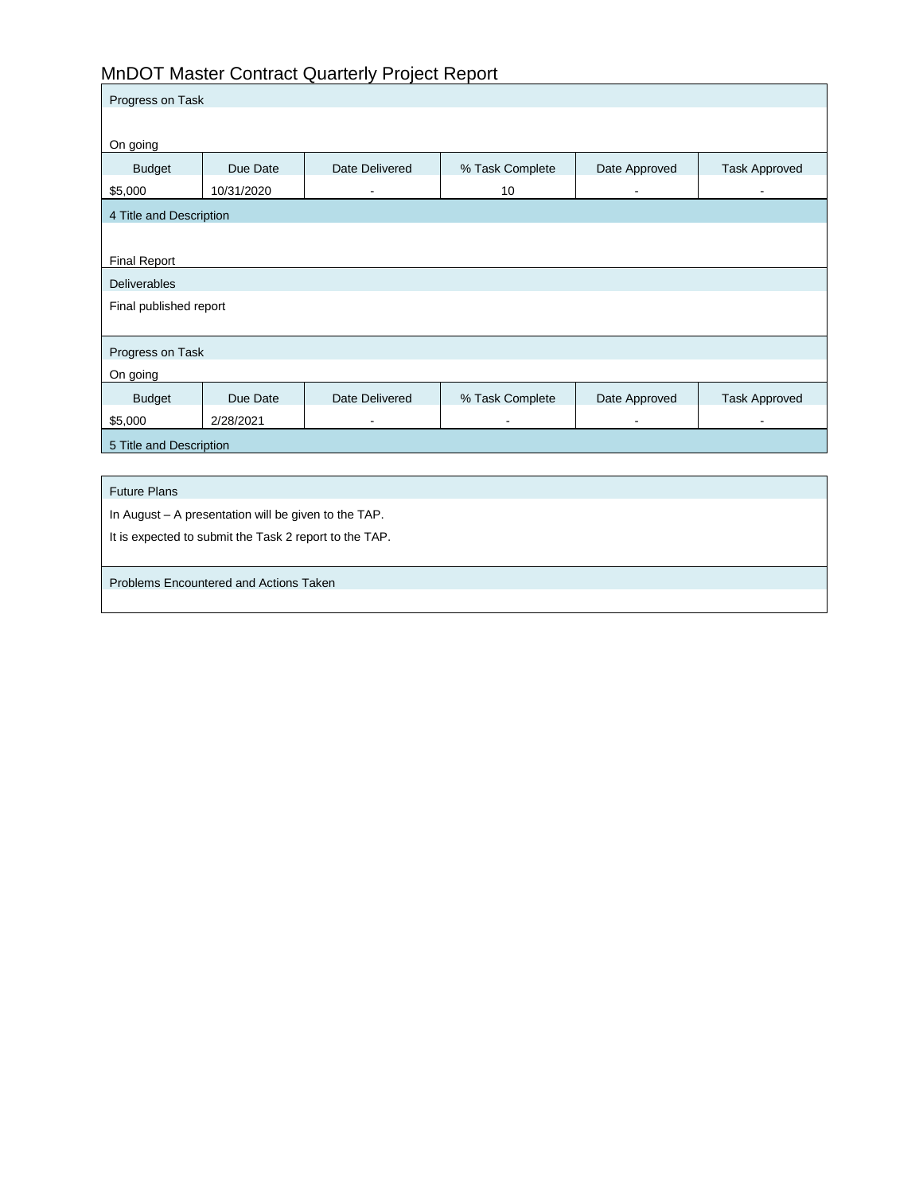# MnDOT Master Contract Quarterly Project Report

Progress on Task

On going

| Budget | Due Date | Date Delivered | % Task Complete | Date Approved | Task Approved |
|---|---|---|---|---|---|
| $5,000 | 10/31/2020 | - | 10 | - | - |

4 Title and Description

Final Report

Deliverables

Final published report

Progress on Task

On going

| Budget | Due Date | Date Delivered | % Task Complete | Date Approved | Task Approved |
|---|---|---|---|---|---|
| $5,000 | 2/28/2021 | - | - | - | - |

5 Title and Description

Future Plans

In August – A presentation will be given to the TAP.

It is expected to submit the Task 2 report to the TAP.

Problems Encountered and Actions Taken